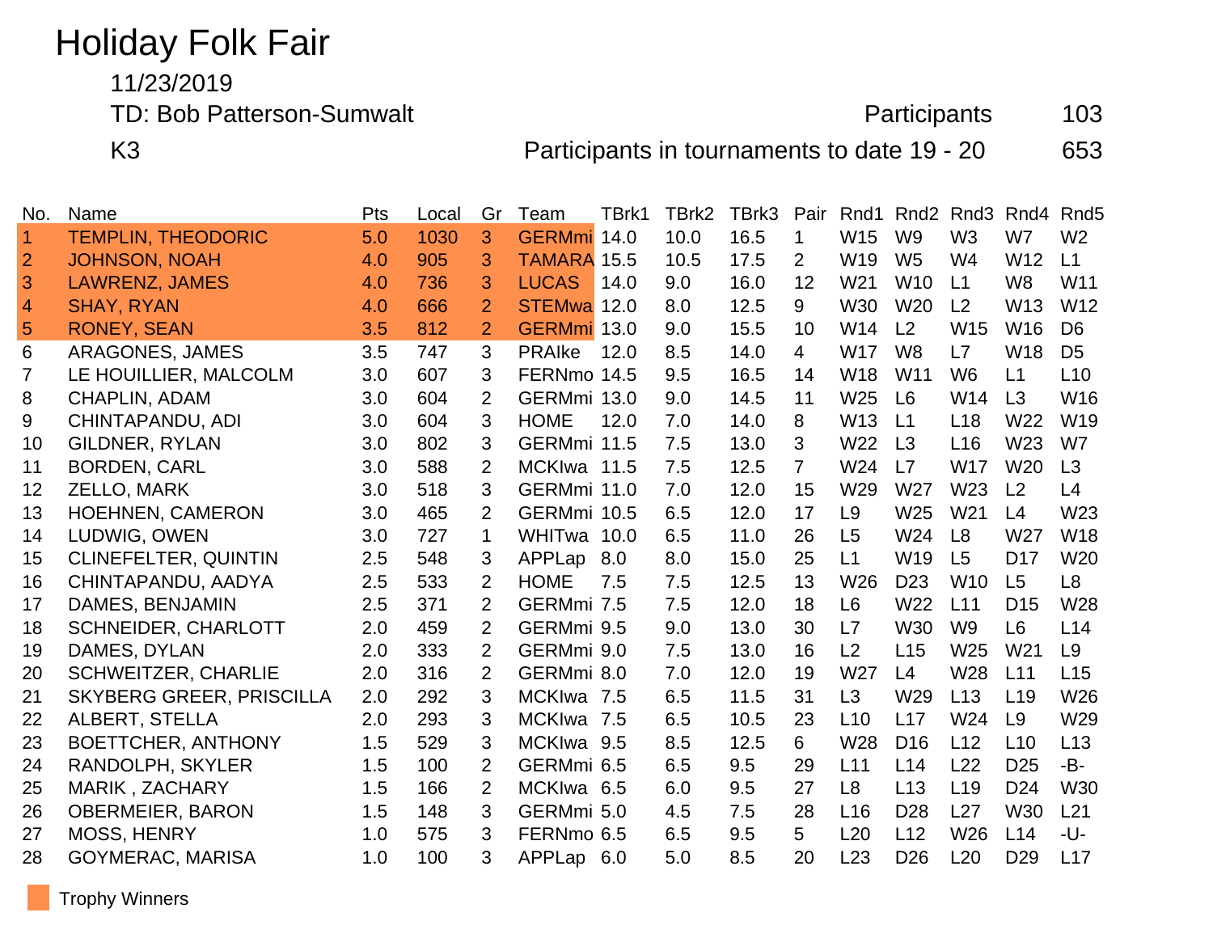# Holiday Folk Fair

11/23/2019

TD: Bob Patterson-Sumwalt

K3

Participants 103

Participants in tournaments to date 19 - 20 653

| No. | Name | Pts | Local | Gr | Team | TBrk1 | TBrk2 | TBrk3 | Pair | Rnd1 | Rnd2 | Rnd3 | Rnd4 | Rnd5 |
|---|---|---|---|---|---|---|---|---|---|---|---|---|---|---|
| 1 | TEMPLIN, THEODORIC | 5.0 | 1030 | 3 | GERMmi | 14.0 | 10.0 | 16.5 | 1 | W15 | W9 | W3 | W7 | W2 |
| 2 | JOHNSON, NOAH | 4.0 | 905 | 3 | TAMARA | 15.5 | 10.5 | 17.5 | 2 | W19 | W5 | W4 | W12 | L1 |
| 3 | LAWRENZ, JAMES | 4.0 | 736 | 3 | LUCAS | 14.0 | 9.0 | 16.0 | 12 | W21 | W10 | L1 | W8 | W11 |
| 4 | SHAY, RYAN | 4.0 | 666 | 2 | STEMwa | 12.0 | 8.0 | 12.5 | 9 | W30 | W20 | L2 | W13 | W12 |
| 5 | RONEY, SEAN | 3.5 | 812 | 2 | GERMmi | 13.0 | 9.0 | 15.5 | 10 | W14 | L2 | W15 | W16 | D6 |
| 6 | ARAGONES, JAMES | 3.5 | 747 | 3 | PRAlke | 12.0 | 8.5 | 14.0 | 4 | W17 | W8 | L7 | W18 | D5 |
| 7 | LE HOUILLIER, MALCOLM | 3.0 | 607 | 3 | FERNmo | 14.5 | 9.5 | 16.5 | 14 | W18 | W11 | W6 | L1 | L10 |
| 8 | CHAPLIN, ADAM | 3.0 | 604 | 2 | GERMmi | 13.0 | 9.0 | 14.5 | 11 | W25 | L6 | W14 | L3 | W16 |
| 9 | CHINTAPANDU, ADI | 3.0 | 604 | 3 | HOME | 12.0 | 7.0 | 14.0 | 8 | W13 | L1 | L18 | W22 | W19 |
| 10 | GILDNER, RYLAN | 3.0 | 802 | 3 | GERMmi | 11.5 | 7.5 | 13.0 | 3 | W22 | L3 | L16 | W23 | W7 |
| 11 | BORDEN, CARL | 3.0 | 588 | 2 | MCKIwa | 11.5 | 7.5 | 12.5 | 7 | W24 | L7 | W17 | W20 | L3 |
| 12 | ZELLO, MARK | 3.0 | 518 | 3 | GERMmi | 11.0 | 7.0 | 12.0 | 15 | W29 | W27 | W23 | L2 | L4 |
| 13 | HOEHNEN, CAMERON | 3.0 | 465 | 2 | GERMmi | 10.5 | 6.5 | 12.0 | 17 | L9 | W25 | W21 | L4 | W23 |
| 14 | LUDWIG, OWEN | 3.0 | 727 | 1 | WHITwa | 10.0 | 6.5 | 11.0 | 26 | L5 | W24 | L8 | W27 | W18 |
| 15 | CLINEFELTER, QUINTIN | 2.5 | 548 | 3 | APPLap | 8.0 | 8.0 | 15.0 | 25 | L1 | W19 | L5 | D17 | W20 |
| 16 | CHINTAPANDU, AADYA | 2.5 | 533 | 2 | HOME | 7.5 | 7.5 | 12.5 | 13 | W26 | D23 | W10 | L5 | L8 |
| 17 | DAMES, BENJAMIN | 2.5 | 371 | 2 | GERMmi | 7.5 | 7.5 | 12.0 | 18 | L6 | W22 | L11 | D15 | W28 |
| 18 | SCHNEIDER, CHARLOTT | 2.0 | 459 | 2 | GERMmi | 9.5 | 9.0 | 13.0 | 30 | L7 | W30 | W9 | L6 | L14 |
| 19 | DAMES, DYLAN | 2.0 | 333 | 2 | GERMmi | 9.0 | 7.5 | 13.0 | 16 | L2 | L15 | W25 | W21 | L9 |
| 20 | SCHWEITZER, CHARLIE | 2.0 | 316 | 2 | GERMmi | 8.0 | 7.0 | 12.0 | 19 | W27 | L4 | W28 | L11 | L15 |
| 21 | SKYBERG GREER, PRISCILLA | 2.0 | 292 | 3 | MCKIwa | 7.5 | 6.5 | 11.5 | 31 | L3 | W29 | L13 | L19 | W26 |
| 22 | ALBERT, STELLA | 2.0 | 293 | 3 | MCKIwa | 7.5 | 6.5 | 10.5 | 23 | L10 | L17 | W24 | L9 | W29 |
| 23 | BOETTCHER, ANTHONY | 1.5 | 529 | 3 | MCKIwa | 9.5 | 8.5 | 12.5 | 6 | W28 | D16 | L12 | L10 | L13 |
| 24 | RANDOLPH, SKYLER | 1.5 | 100 | 2 | GERMmi | 6.5 | 6.5 | 9.5 | 29 | L11 | L14 | L22 | D25 | -B- |
| 25 | MARIK , ZACHARY | 1.5 | 166 | 2 | MCKIwa | 6.5 | 6.0 | 9.5 | 27 | L8 | L13 | L19 | D24 | W30 |
| 26 | OBERMEIER, BARON | 1.5 | 148 | 3 | GERMmi | 5.0 | 4.5 | 7.5 | 28 | L16 | D28 | L27 | W30 | L21 |
| 27 | MOSS, HENRY | 1.0 | 575 | 3 | FERNmo | 6.5 | 6.5 | 9.5 | 5 | L20 | L12 | W26 | L14 | -U- |
| 28 | GOYMERAC, MARISA | 1.0 | 100 | 3 | APPLap | 6.0 | 5.0 | 8.5 | 20 | L23 | D26 | L20 | D29 | L17 |

Trophy Winners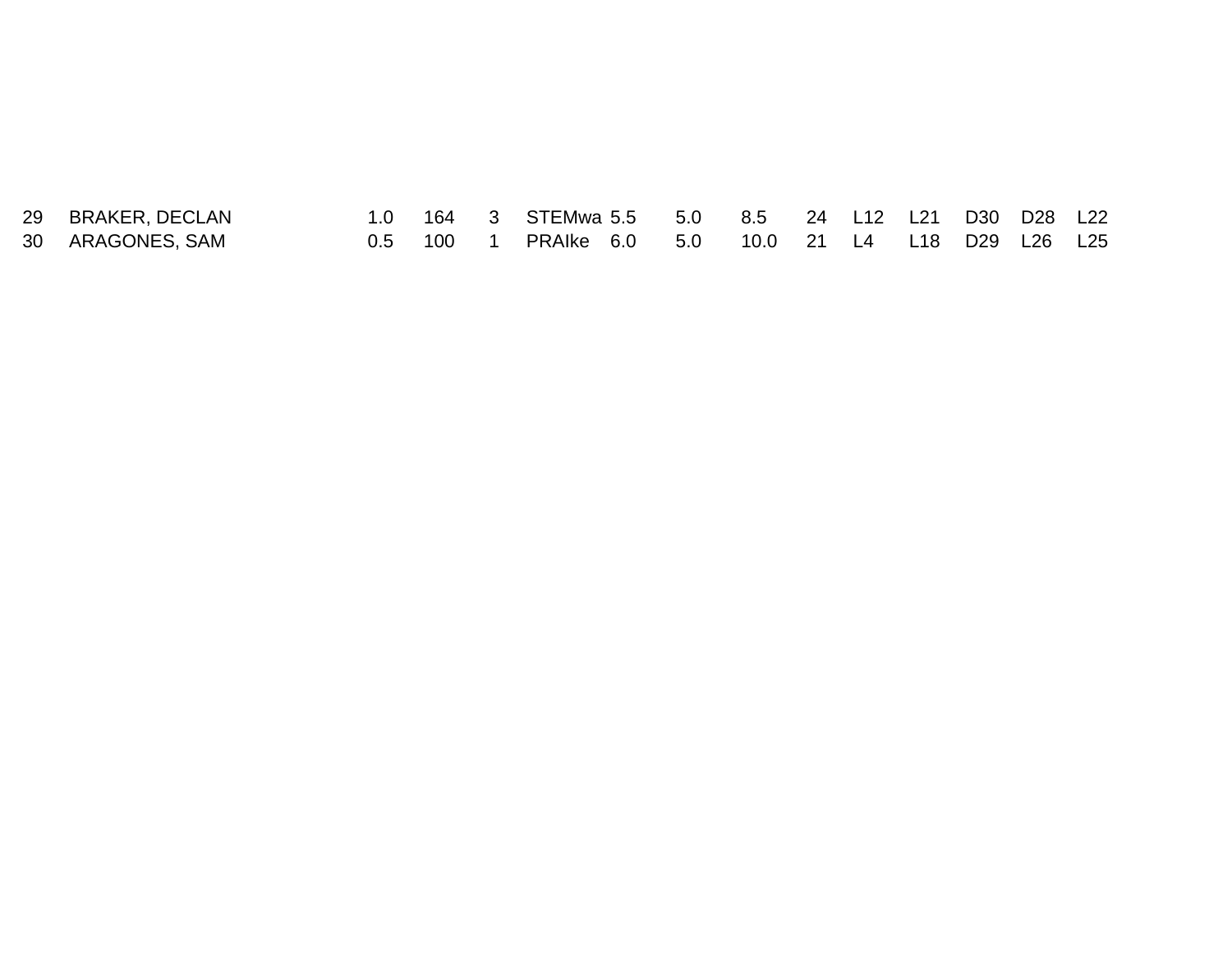| | | | | | | | | | | | | | | | |
|---|---|---|---|---|---|---|---|---|---|---|---|---|---|---|---|
| 29 | BRAKER, DECLAN | 1.0 | 164 | 3 | STEMwa | 5.5 | 5.0 | 8.5 | 24 | L12 | L21 | D30 | D28 | L22 |
| 30 | ARAGONES, SAM | 0.5 | 100 | 1 | PRAIke | 6.0 | 5.0 | 10.0 | 21 | L4 | L18 | D29 | L26 | L25 |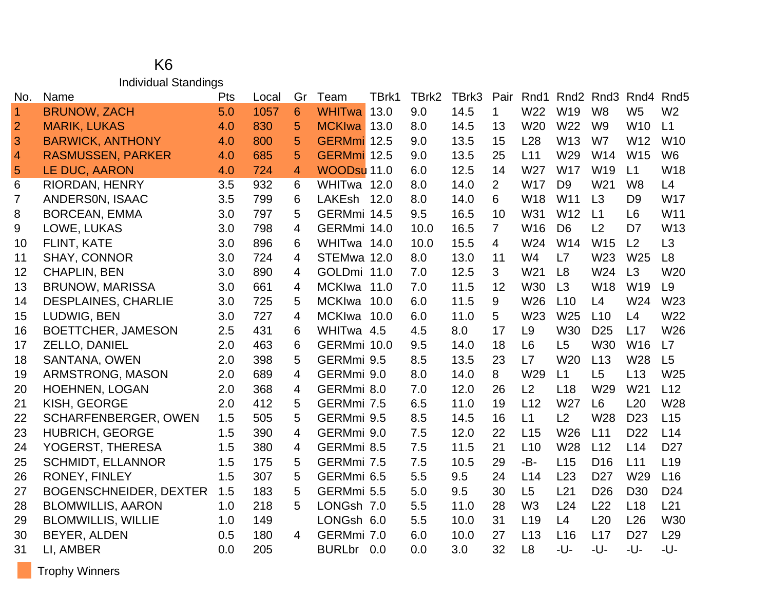# K6

## Individual Standings

| No. | Name | Pts | Local | Gr | Team | TBrk1 | TBrk2 | TBrk3 | Pair | Rnd1 | Rnd2 | Rnd3 | Rnd4 | Rnd5 |
|---|---|---|---|---|---|---|---|---|---|---|---|---|---|---|
| 1 | BRUNOW, ZACH | 5.0 | 1057 | 6 | WHITwa | 13.0 | 9.0 | 14.5 | 1 | W22 | W19 | W8 | W5 | W2 |
| 2 | MARIK, LUKAS | 4.0 | 830 | 5 | MCKIwa | 13.0 | 8.0 | 14.5 | 13 | W20 | W22 | W9 | W10 | L1 |
| 3 | BARWICK, ANTHONY | 4.0 | 800 | 5 | GERMmi | 12.5 | 9.0 | 13.5 | 15 | L28 | W13 | W7 | W12 | W10 |
| 4 | RASMUSSEN, PARKER | 4.0 | 685 | 5 | GERMmi | 12.5 | 9.0 | 13.5 | 25 | L11 | W29 | W14 | W15 | W6 |
| 5 | LE DUC, AARON | 4.0 | 724 | 4 | WOODsu | 11.0 | 6.0 | 12.5 | 14 | W27 | W17 | W19 | L1 | W18 |
| 6 | RIORDAN, HENRY | 3.5 | 932 | 6 | WHITwa | 12.0 | 8.0 | 14.0 | 2 | W17 | D9 | W21 | W8 | L4 |
| 7 | ANDERS0N, ISAAC | 3.5 | 799 | 6 | LAKEsh | 12.0 | 8.0 | 14.0 | 6 | W18 | W11 | L3 | D9 | W17 |
| 8 | BORCEAN, EMMA | 3.0 | 797 | 5 | GERMmi | 14.5 | 9.5 | 16.5 | 10 | W31 | W12 | L1 | L6 | W11 |
| 9 | LOWE, LUKAS | 3.0 | 798 | 4 | GERMmi | 14.0 | 10.0 | 16.5 | 7 | W16 | D6 | L2 | D7 | W13 |
| 10 | FLINT, KATE | 3.0 | 896 | 6 | WHITwa | 14.0 | 10.0 | 15.5 | 4 | W24 | W14 | W15 | L2 | L3 |
| 11 | SHAY, CONNOR | 3.0 | 724 | 4 | STEMwa | 12.0 | 8.0 | 13.0 | 11 | W4 | L7 | W23 | W25 | L8 |
| 12 | CHAPLIN, BEN | 3.0 | 890 | 4 | GOLDmi | 11.0 | 7.0 | 12.5 | 3 | W21 | L8 | W24 | L3 | W20 |
| 13 | BRUNOW, MARISSA | 3.0 | 661 | 4 | MCKIwa | 11.0 | 7.0 | 11.5 | 12 | W30 | L3 | W18 | W19 | L9 |
| 14 | DESPLAINES, CHARLIE | 3.0 | 725 | 5 | MCKIwa | 10.0 | 6.0 | 11.5 | 9 | W26 | L10 | L4 | W24 | W23 |
| 15 | LUDWIG, BEN | 3.0 | 727 | 4 | MCKIwa | 10.0 | 6.0 | 11.0 | 5 | W23 | W25 | L10 | L4 | W22 |
| 16 | BOETTCHER, JAMESON | 2.5 | 431 | 6 | WHITwa | 4.5 | 4.5 | 8.0 | 17 | L9 | W30 | D25 | L17 | W26 |
| 17 | ZELLO, DANIEL | 2.0 | 463 | 6 | GERMmi | 10.0 | 9.5 | 14.0 | 18 | L6 | L5 | W30 | W16 | L7 |
| 18 | SANTANA, OWEN | 2.0 | 398 | 5 | GERMmi | 9.5 | 8.5 | 13.5 | 23 | L7 | W20 | L13 | W28 | L5 |
| 19 | ARMSTRONG, MASON | 2.0 | 689 | 4 | GERMmi | 9.0 | 8.0 | 14.0 | 8 | W29 | L1 | L5 | L13 | W25 |
| 20 | HOEHNEN, LOGAN | 2.0 | 368 | 4 | GERMmi | 8.0 | 7.0 | 12.0 | 26 | L2 | L18 | W29 | W21 | L12 |
| 21 | KISH, GEORGE | 2.0 | 412 | 5 | GERMmi | 7.5 | 6.5 | 11.0 | 19 | L12 | W27 | L6 | L20 | W28 |
| 22 | SCHARFENBERGER, OWEN | 1.5 | 505 | 5 | GERMmi | 9.5 | 8.5 | 14.5 | 16 | L1 | L2 | W28 | D23 | L15 |
| 23 | HUBRICH, GEORGE | 1.5 | 390 | 4 | GERMmi | 9.0 | 7.5 | 12.0 | 22 | L15 | W26 | L11 | D22 | L14 |
| 24 | YOGERST, THERESA | 1.5 | 380 | 4 | GERMmi | 8.5 | 7.5 | 11.5 | 21 | L10 | W28 | L12 | L14 | D27 |
| 25 | SCHMIDT, ELLANNOR | 1.5 | 175 | 5 | GERMmi | 7.5 | 7.5 | 10.5 | 29 | -B- | L15 | D16 | L11 | L19 |
| 26 | RONEY, FINLEY | 1.5 | 307 | 5 | GERMmi | 6.5 | 5.5 | 9.5 | 24 | L14 | L23 | D27 | W29 | L16 |
| 27 | BOGENSCHNEIDER, DEXTER | 1.5 | 183 | 5 | GERMmi | 5.5 | 5.0 | 9.5 | 30 | L5 | L21 | D26 | D30 | D24 |
| 28 | BLOMWILLIS, AARON | 1.0 | 218 | 5 | LONGsh | 7.0 | 5.5 | 11.0 | 28 | W3 | L24 | L22 | L18 | L21 |
| 29 | BLOMWILLIS, WILLIE | 1.0 | 149 | | LONGsh | 6.0 | 5.5 | 10.0 | 31 | L19 | L4 | L20 | L26 | W30 |
| 30 | BEYER, ALDEN | 0.5 | 180 | 4 | GERMmi | 7.0 | 6.0 | 10.0 | 27 | L13 | L16 | L17 | D27 | L29 |
| 31 | LI, AMBER | 0.0 | 205 | | BURLbr | 0.0 | 0.0 | 3.0 | 32 | L8 | -U- | -U- | -U- | -U- |

Trophy Winners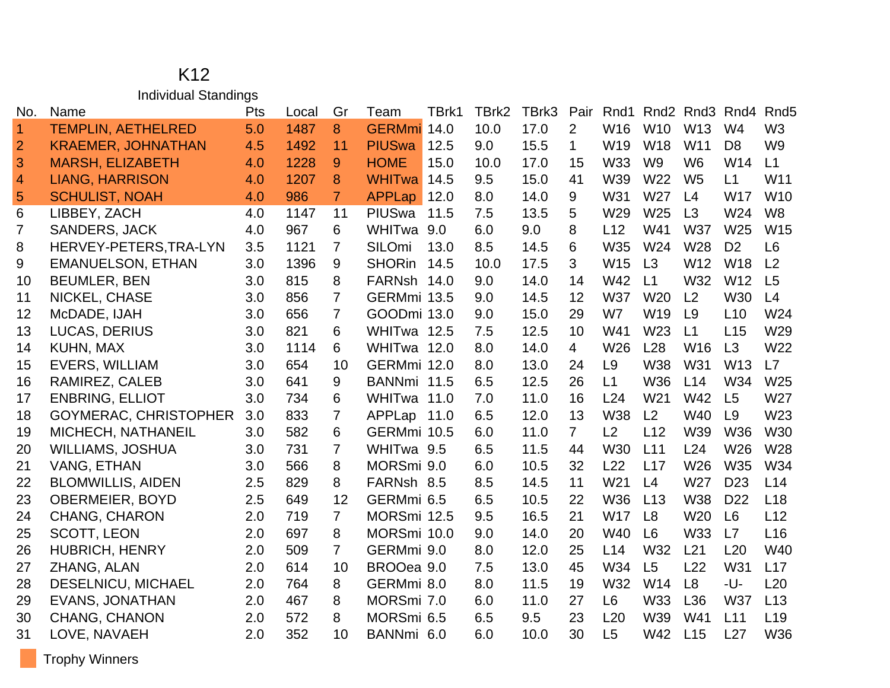# K12

## Individual Standings

| No. | Name | Pts | Local | Gr | Team | TBrk1 | TBrk2 | TBrk3 | Pair | Rnd1 | Rnd2 | Rnd3 | Rnd4 | Rnd5 |
|---|---|---|---|---|---|---|---|---|---|---|---|---|---|---|
| 1 | TEMPLIN, AETHELRED | 5.0 | 1487 | 8 | GERMmi | 14.0 | 10.0 | 17.0 | 2 | W16 | W10 | W13 | W4 | W3 |
| 2 | KRAEMER, JOHNATHAN | 4.5 | 1492 | 11 | PIUSwa | 12.5 | 9.0 | 15.5 | 1 | W19 | W18 | W11 | D8 | W9 |
| 3 | MARSH, ELIZABETH | 4.0 | 1228 | 9 | HOME | 15.0 | 10.0 | 17.0 | 15 | W33 | W9 | W6 | W14 | L1 |
| 4 | LIANG, HARRISON | 4.0 | 1207 | 8 | WHITwa | 14.5 | 9.5 | 15.0 | 41 | W39 | W22 | W5 | L1 | W11 |
| 5 | SCHULIST, NOAH | 4.0 | 986 | 7 | APPLap | 12.0 | 8.0 | 14.0 | 9 | W31 | W27 | L4 | W17 | W10 |
| 6 | LIBBEY, ZACH | 4.0 | 1147 | 11 | PIUSwa | 11.5 | 7.5 | 13.5 | 5 | W29 | W25 | L3 | W24 | W8 |
| 7 | SANDERS, JACK | 4.0 | 967 | 6 | WHITwa | 9.0 | 6.0 | 9.0 | 8 | L12 | W41 | W37 | W25 | W15 |
| 8 | HERVEY-PETERS,TRA-LYN | 3.5 | 1121 | 7 | SILOmi | 13.0 | 8.5 | 14.5 | 6 | W35 | W24 | W28 | D2 | L6 |
| 9 | EMANUELSON, ETHAN | 3.0 | 1396 | 9 | SHORin | 14.5 | 10.0 | 17.5 | 3 | W15 | L3 | W12 | W18 | L2 |
| 10 | BEUMLER, BEN | 3.0 | 815 | 8 | FARNsh | 14.0 | 9.0 | 14.0 | 14 | W42 | L1 | W32 | W12 | L5 |
| 11 | NICKEL, CHASE | 3.0 | 856 | 7 | GERMmi | 13.5 | 9.0 | 14.5 | 12 | W37 | W20 | L2 | W30 | L4 |
| 12 | McDADE, IJAH | 3.0 | 656 | 7 | GOODmi | 13.0 | 9.0 | 15.0 | 29 | W7 | W19 | L9 | L10 | W24 |
| 13 | LUCAS, DERIUS | 3.0 | 821 | 6 | WHITwa | 12.5 | 7.5 | 12.5 | 10 | W41 | W23 | L1 | L15 | W29 |
| 14 | KUHN, MAX | 3.0 | 1114 | 6 | WHITwa | 12.0 | 8.0 | 14.0 | 4 | W26 | L28 | W16 | L3 | W22 |
| 15 | EVERS, WILLIAM | 3.0 | 654 | 10 | GERMmi | 12.0 | 8.0 | 13.0 | 24 | L9 | W38 | W31 | W13 | L7 |
| 16 | RAMIREZ, CALEB | 3.0 | 641 | 9 | BANNmi | 11.5 | 6.5 | 12.5 | 26 | L1 | W36 | L14 | W34 | W25 |
| 17 | ENBRING, ELLIOT | 3.0 | 734 | 6 | WHITwa | 11.0 | 7.0 | 11.0 | 16 | L24 | W21 | W42 | L5 | W27 |
| 18 | GOYMERAC, CHRISTOPHER | 3.0 | 833 | 7 | APPLap | 11.0 | 6.5 | 12.0 | 13 | W38 | L2 | W40 | L9 | W23 |
| 19 | MICHECH, NATHANEIL | 3.0 | 582 | 6 | GERMmi | 10.5 | 6.0 | 11.0 | 7 | L2 | L12 | W39 | W36 | W30 |
| 20 | WILLIAMS, JOSHUA | 3.0 | 731 | 7 | WHITwa | 9.5 | 6.5 | 11.5 | 44 | W30 | L11 | L24 | W26 | W28 |
| 21 | VANG, ETHAN | 3.0 | 566 | 8 | MORSmi | 9.0 | 6.0 | 10.5 | 32 | L22 | L17 | W26 | W35 | W34 |
| 22 | BLOMWILLIS, AIDEN | 2.5 | 829 | 8 | FARNsh | 8.5 | 8.5 | 14.5 | 11 | W21 | L4 | W27 | D23 | L14 |
| 23 | OBERMEIER, BOYD | 2.5 | 649 | 12 | GERMmi | 6.5 | 6.5 | 10.5 | 22 | W36 | L13 | W38 | D22 | L18 |
| 24 | CHANG, CHARON | 2.0 | 719 | 7 | MORSmi | 12.5 | 9.5 | 16.5 | 21 | W17 | L8 | W20 | L6 | L12 |
| 25 | SCOTT, LEON | 2.0 | 697 | 8 | MORSmi | 10.0 | 9.0 | 14.0 | 20 | W40 | L6 | W33 | L7 | L16 |
| 26 | HUBRICH, HENRY | 2.0 | 509 | 7 | GERMmi | 9.0 | 8.0 | 12.0 | 25 | L14 | W32 | L21 | L20 | W40 |
| 27 | ZHANG, ALAN | 2.0 | 614 | 10 | BROOea | 9.0 | 7.5 | 13.0 | 45 | W34 | L5 | L22 | W31 | L17 |
| 28 | DESELNICU, MICHAEL | 2.0 | 764 | 8 | GERMmi | 8.0 | 8.0 | 11.5 | 19 | W32 | W14 | L8 | -U- | L20 |
| 29 | EVANS, JONATHAN | 2.0 | 467 | 8 | MORSmi | 7.0 | 6.0 | 11.0 | 27 | L6 | W33 | L36 | W37 | L13 |
| 30 | CHANG, CHANON | 2.0 | 572 | 8 | MORSmi | 6.5 | 6.5 | 9.5 | 23 | L20 | W39 | W41 | L11 | L19 |
| 31 | LOVE, NAVAEH | 2.0 | 352 | 10 | BANNmi | 6.0 | 6.0 | 10.0 | 30 | L5 | W42 | L15 | L27 | W36 |

Trophy Winners (highlighted: Nos. 1–5)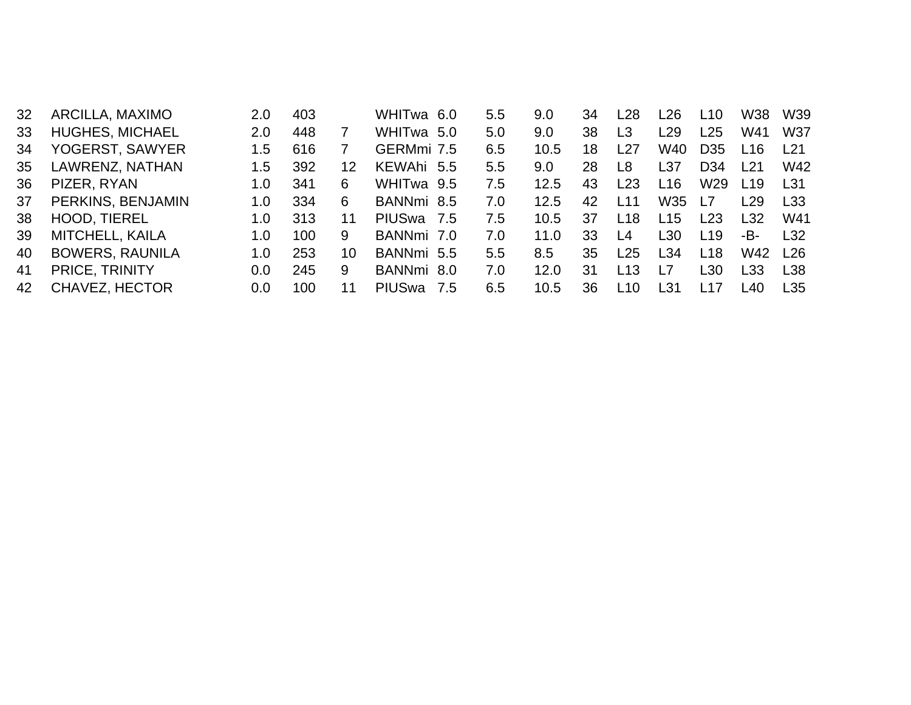| | | | | | | | | | | | | | | | |
|---|---|---|---|---|---|---|---|---|---|---|---|---|---|---|---|
| 32 | ARCILLA, MAXIMO | 2.0 | 403 | | WHITwa | 6.0 | 5.5 | 9.0 | 34 | L28 | L26 | L10 | W38 | W39 |
| 33 | HUGHES, MICHAEL | 2.0 | 448 | 7 | WHITwa | 5.0 | 5.0 | 9.0 | 38 | L3 | L29 | L25 | W41 | W37 |
| 34 | YOGERST, SAWYER | 1.5 | 616 | 7 | GERMmi | 7.5 | 6.5 | 10.5 | 18 | L27 | W40 | D35 | L16 | L21 |
| 35 | LAWRENZ, NATHAN | 1.5 | 392 | 12 | KEWAhi | 5.5 | 5.5 | 9.0 | 28 | L8 | L37 | D34 | L21 | W42 |
| 36 | PIZER, RYAN | 1.0 | 341 | 6 | WHITwa | 9.5 | 7.5 | 12.5 | 43 | L23 | L16 | W29 | L19 | L31 |
| 37 | PERKINS, BENJAMIN | 1.0 | 334 | 6 | BANNmi | 8.5 | 7.0 | 12.5 | 42 | L11 | W35 | L7 | L29 | L33 |
| 38 | HOOD, TIEREL | 1.0 | 313 | 11 | PIUSwa | 7.5 | 7.5 | 10.5 | 37 | L18 | L15 | L23 | L32 | W41 |
| 39 | MITCHELL, KAILA | 1.0 | 100 | 9 | BANNmi | 7.0 | 7.0 | 11.0 | 33 | L4 | L30 | L19 | -B- | L32 |
| 40 | BOWERS, RAUNILA | 1.0 | 253 | 10 | BANNmi | 5.5 | 5.5 | 8.5 | 35 | L25 | L34 | L18 | W42 | L26 |
| 41 | PRICE, TRINITY | 0.0 | 245 | 9 | BANNmi | 8.0 | 7.0 | 12.0 | 31 | L13 | L7 | L30 | L33 | L38 |
| 42 | CHAVEZ, HECTOR | 0.0 | 100 | 11 | PIUSwa | 7.5 | 6.5 | 10.5 | 36 | L10 | L31 | L17 | L40 | L35 |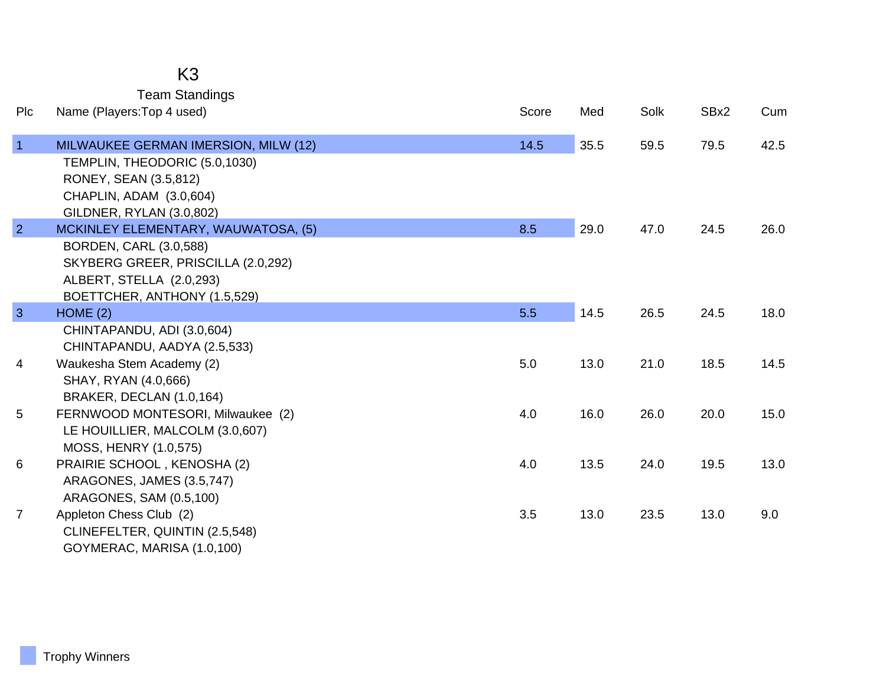# K3

## Team Standings

| Plc | Name (Players:Top 4 used) | Score | Med | Solk | SBx2 | Cum |
|---|---|---|---|---|---|---|
| 1 | MILWAUKEE GERMAN IMERSION, MILW (12) | 14.5 | 35.5 | 59.5 | 79.5 | 42.5 |
| | TEMPLIN, THEODORIC (5.0,1030) | | | | | |
| | RONEY, SEAN (3.5,812) | | | | | |
| | CHAPLIN, ADAM (3.0,604) | | | | | |
| | GILDNER, RYLAN (3.0,802) | | | | | |
| 2 | MCKINLEY ELEMENTARY, WAUWATOSA, (5) | 8.5 | 29.0 | 47.0 | 24.5 | 26.0 |
| | BORDEN, CARL (3.0,588) | | | | | |
| | SKYBERG GREER, PRISCILLA (2.0,292) | | | | | |
| | ALBERT, STELLA (2.0,293) | | | | | |
| | BOETTCHER, ANTHONY (1.5,529) | | | | | |
| 3 | HOME (2) | 5.5 | 14.5 | 26.5 | 24.5 | 18.0 |
| | CHINTAPANDU, ADI (3.0,604) | | | | | |
| | CHINTAPANDU, AADYA (2.5,533) | | | | | |
| 4 | Waukesha Stem Academy (2) | 5.0 | 13.0 | 21.0 | 18.5 | 14.5 |
| | SHAY, RYAN (4.0,666) | | | | | |
| | BRAKER, DECLAN (1.0,164) | | | | | |
| 5 | FERNWOOD MONTESORI, Milwaukee (2) | 4.0 | 16.0 | 26.0 | 20.0 | 15.0 |
| | LE HOUILLIER, MALCOLM (3.0,607) | | | | | |
| | MOSS, HENRY (1.0,575) | | | | | |
| 6 | PRAIRIE SCHOOL , KENOSHA (2) | 4.0 | 13.5 | 24.0 | 19.5 | 13.0 |
| | ARAGONES, JAMES (3.5,747) | | | | | |
| | ARAGONES, SAM (0.5,100) | | | | | |
| 7 | Appleton Chess Club (2) | 3.5 | 13.0 | 23.5 | 13.0 | 9.0 |
| | CLINEFELTER, QUINTIN (2.5,548) | | | | | |
| | GOYMERAC, MARISA (1.0,100) | | | | | |

Trophy Winners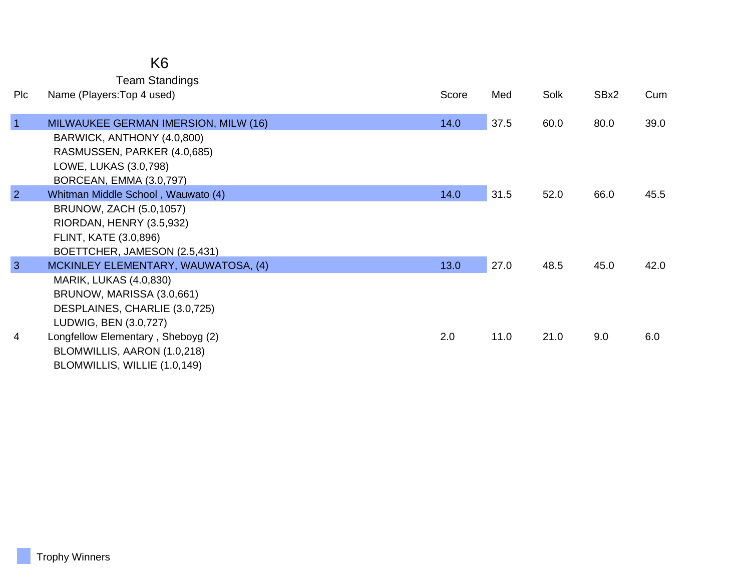# K6

## Team Standings

| Plc | Name (Players:Top 4 used) | Score | Med | Solk | SBx2 | Cum |
|---|---|---|---|---|---|---|
| 1 | MILWAUKEE GERMAN IMERSION, MILW (16) | 14.0 | 37.5 | 60.0 | 80.0 | 39.0 |
| | BARWICK, ANTHONY (4.0,800) | | | | | |
| | RASMUSSEN, PARKER (4.0,685) | | | | | |
| | LOWE, LUKAS (3.0,798) | | | | | |
| | BORCEAN, EMMA (3.0,797) | | | | | |
| 2 | Whitman Middle School , Wauwato (4) | 14.0 | 31.5 | 52.0 | 66.0 | 45.5 |
| | BRUNOW, ZACH (5.0,1057) | | | | | |
| | RIORDAN, HENRY (3.5,932) | | | | | |
| | FLINT, KATE (3.0,896) | | | | | |
| | BOETTCHER, JAMESON (2.5,431) | | | | | |
| 3 | MCKINLEY ELEMENTARY, WAUWATOSA, (4) | 13.0 | 27.0 | 48.5 | 45.0 | 42.0 |
| | MARIK, LUKAS (4.0,830) | | | | | |
| | BRUNOW, MARISSA (3.0,661) | | | | | |
| | DESPLAINES, CHARLIE (3.0,725) | | | | | |
| | LUDWIG, BEN (3.0,727) | | | | | |
| 4 | Longfellow Elementary , Sheboyg (2) | 2.0 | 11.0 | 21.0 | 9.0 | 6.0 |
| | BLOMWILLIS, AARON (1.0,218) | | | | | |
| | BLOMWILLIS, WILLIE (1.0,149) | | | | | |

Trophy Winners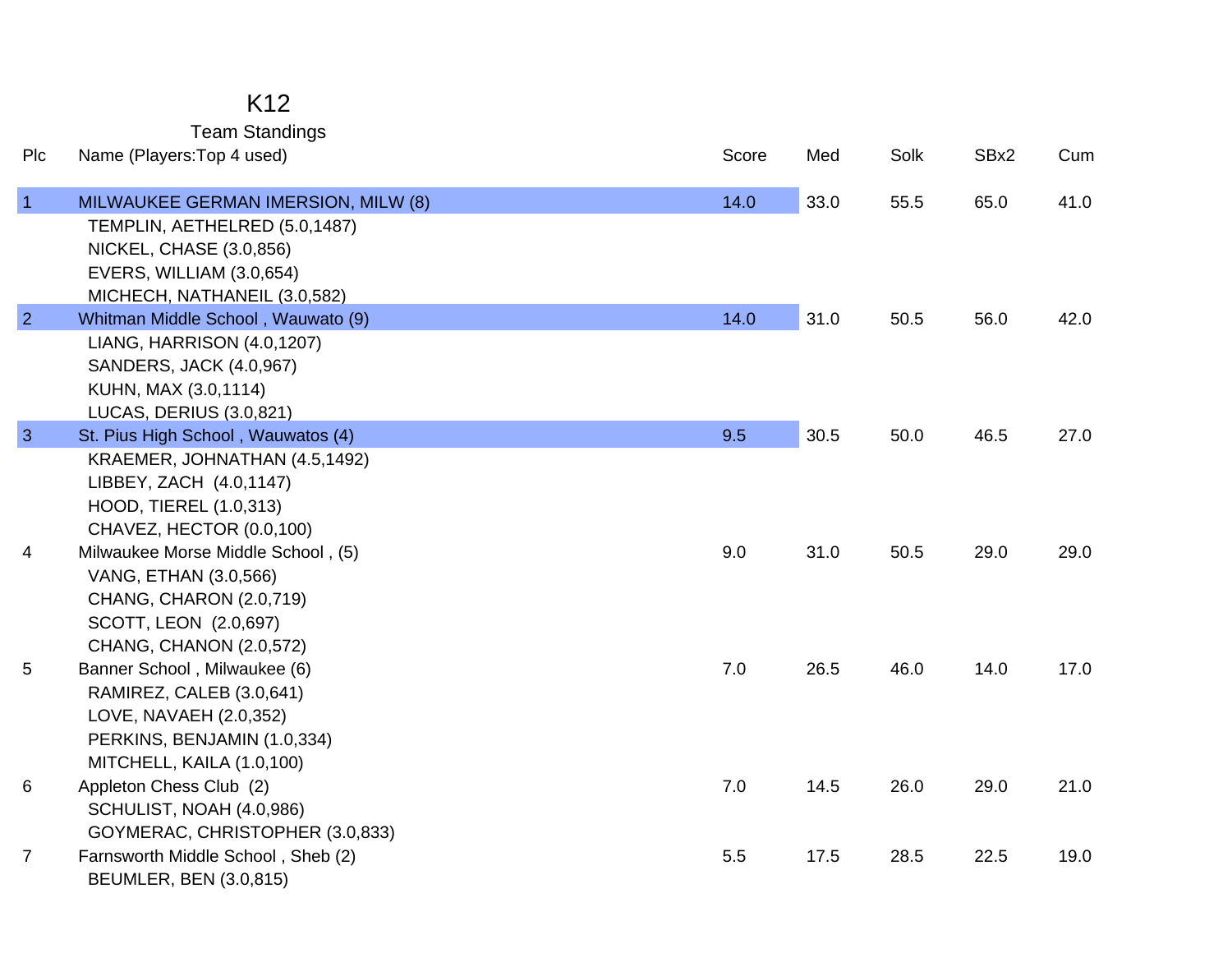# K12

## Team Standings

| Plc | Name (Players:Top 4 used) | Score | Med | Solk | SBx2 | Cum |
|---|---|---|---|---|---|---|
| 1 | MILWAUKEE GERMAN IMERSION, MILW (8) | 14.0 | 33.0 | 55.5 | 65.0 | 41.0 |
| | TEMPLIN, AETHELRED (5.0,1487) | | | | | |
| | NICKEL, CHASE (3.0,856) | | | | | |
| | EVERS, WILLIAM (3.0,654) | | | | | |
| | MICHECH, NATHANEIL (3.0,582) | | | | | |
| 2 | Whitman Middle School , Wauwato (9) | 14.0 | 31.0 | 50.5 | 56.0 | 42.0 |
| | LIANG, HARRISON (4.0,1207) | | | | | |
| | SANDERS, JACK (4.0,967) | | | | | |
| | KUHN, MAX (3.0,1114) | | | | | |
| | LUCAS, DERIUS (3.0,821) | | | | | |
| 3 | St. Pius High School , Wauwatos (4) | 9.5 | 30.5 | 50.0 | 46.5 | 27.0 |
| | KRAEMER, JOHNATHAN (4.5,1492) | | | | | |
| | LIBBEY, ZACH (4.0,1147) | | | | | |
| | HOOD, TIEREL (1.0,313) | | | | | |
| | CHAVEZ, HECTOR (0.0,100) | | | | | |
| 4 | Milwaukee Morse Middle School , (5) | 9.0 | 31.0 | 50.5 | 29.0 | 29.0 |
| | VANG, ETHAN (3.0,566) | | | | | |
| | CHANG, CHARON (2.0,719) | | | | | |
| | SCOTT, LEON (2.0,697) | | | | | |
| | CHANG, CHANON (2.0,572) | | | | | |
| 5 | Banner School , Milwaukee (6) | 7.0 | 26.5 | 46.0 | 14.0 | 17.0 |
| | RAMIREZ, CALEB (3.0,641) | | | | | |
| | LOVE, NAVAEH (2.0,352) | | | | | |
| | PERKINS, BENJAMIN (1.0,334) | | | | | |
| | MITCHELL, KAILA (1.0,100) | | | | | |
| 6 | Appleton Chess Club (2) | 7.0 | 14.5 | 26.0 | 29.0 | 21.0 |
| | SCHULIST, NOAH (4.0,986) | | | | | |
| | GOYMERAC, CHRISTOPHER (3.0,833) | | | | | |
| 7 | Farnsworth Middle School , Sheb (2) | 5.5 | 17.5 | 28.5 | 22.5 | 19.0 |
| | BEUMLER, BEN (3.0,815) | | | | | |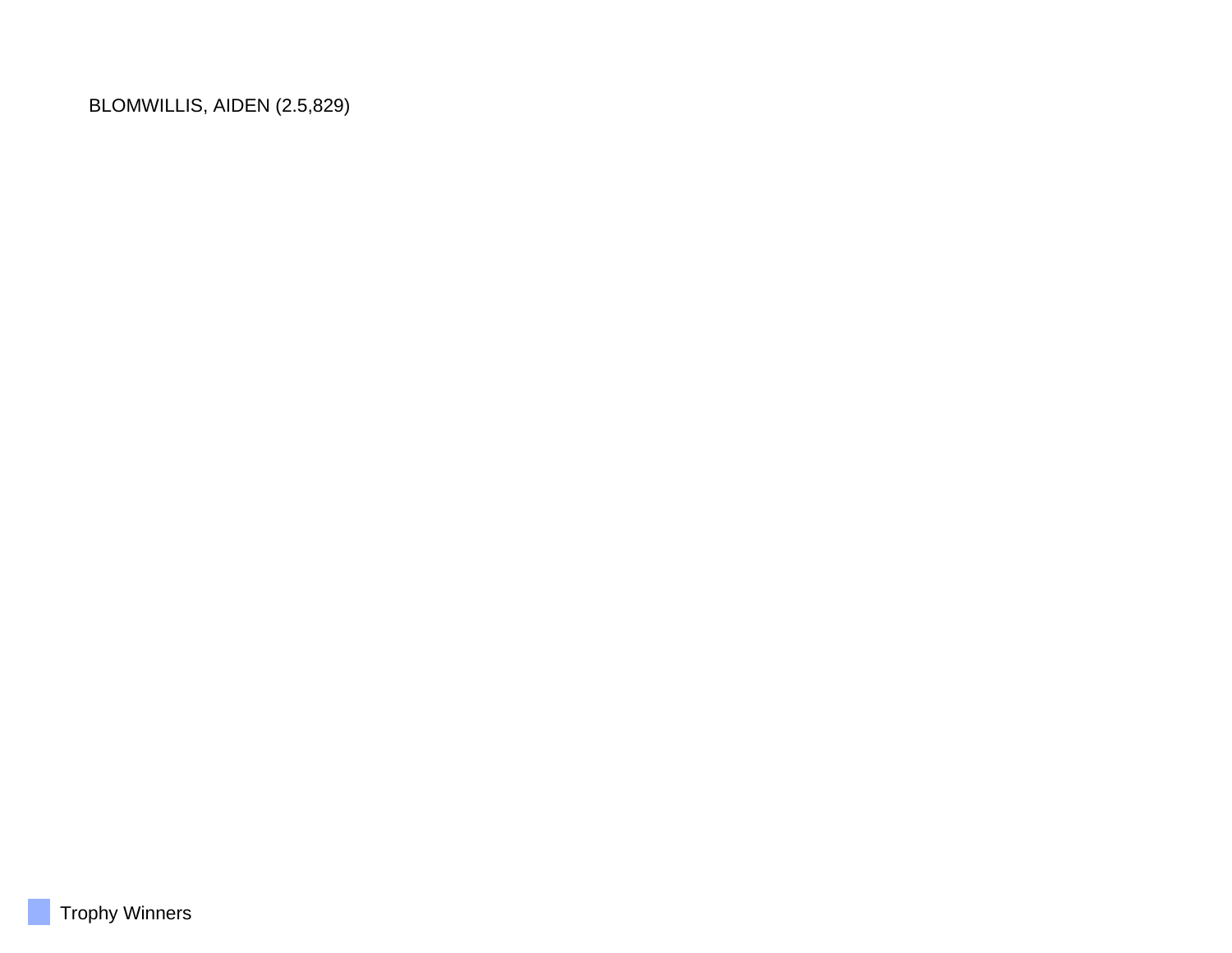BLOMWILLIS, AIDEN (2.5,829)

Trophy Winners